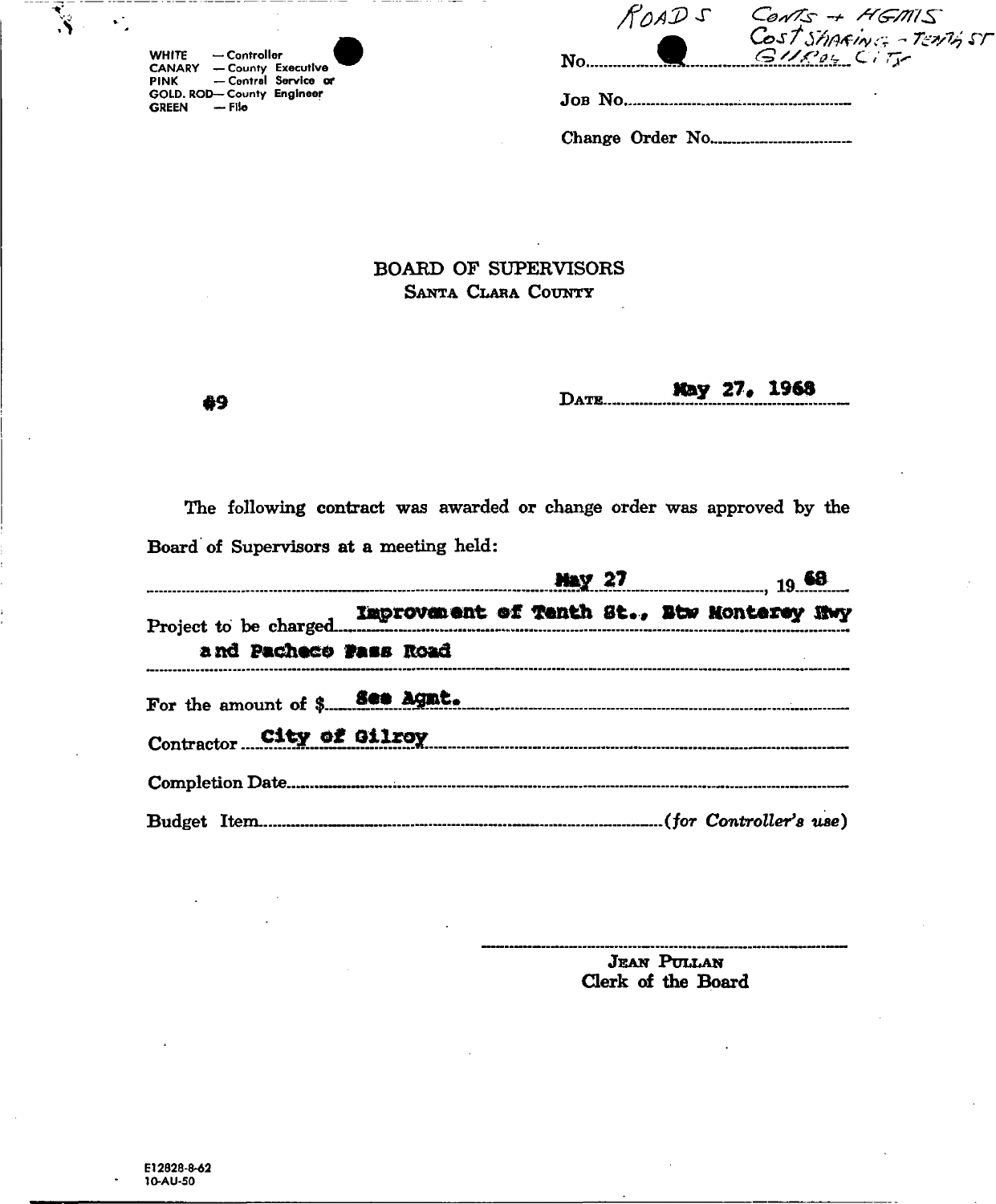WHITE — Controller
CANARY — County Executive
PINK — Central Service or
GOLD. ROD — County Engineer
GREEN — File

ROADS Conts + Agmts
Cost Sharing - Tenth St
Gilroy City

No.

Job No.

Change Order No.

# BOARD OF SUPERVISORS
## Santa Clara County

#9

Date May 27, 1968

The following contract was awarded or change order was approved by the Board of Supervisors at a meeting held:

May 27, 1968

Project to be charged Improvement of Tenth St., Btw Monterey Hwy and Pacheco Pass Road

For the amount of $ See Agmt.

Contractor City of Gilroy

Completion Date

Budget Item *(for Controller's use)*

Jean Pullan
Clerk of the Board

E12828-8-62
10-AU-50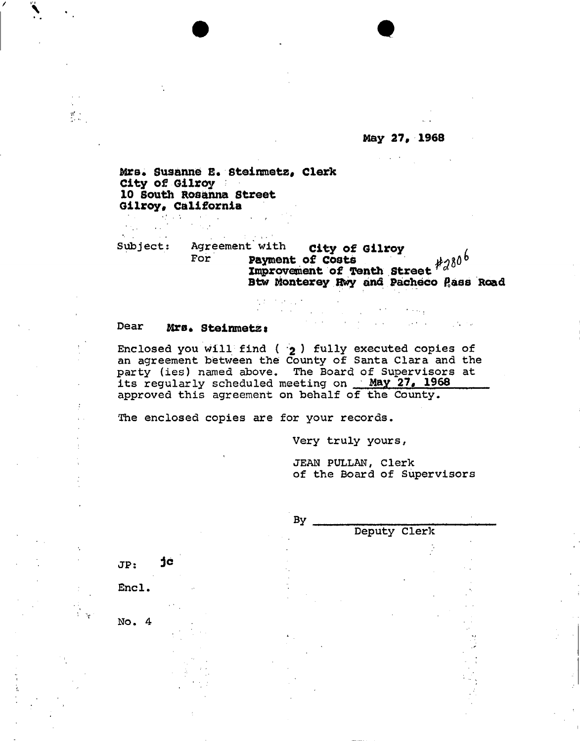May 27, 1968

Mrs. Susanne E. Steinmetz, Clerk
City of Gilroy
10 South Rosanna Street
Gilroy, California

Subject: Agreement with City of Gilroy
For Payment of Costs
Improvement of Tenth Street #2806
Btw Monterey Hwy and Pacheco Pass Road

Dear Mrs. Steinmetz:

Enclosed you will find ( 2 ) fully executed copies of an agreement between the County of Santa Clara and the party (ies) named above. The Board of Supervisors at its regularly scheduled meeting on May 27, 1968 approved this agreement on behalf of the County.

The enclosed copies are for your records.

Very truly yours,

JEAN PULLAN, Clerk
of the Board of Supervisors

By ______________________
Deputy Clerk

JP: jc

Encl.

No. 4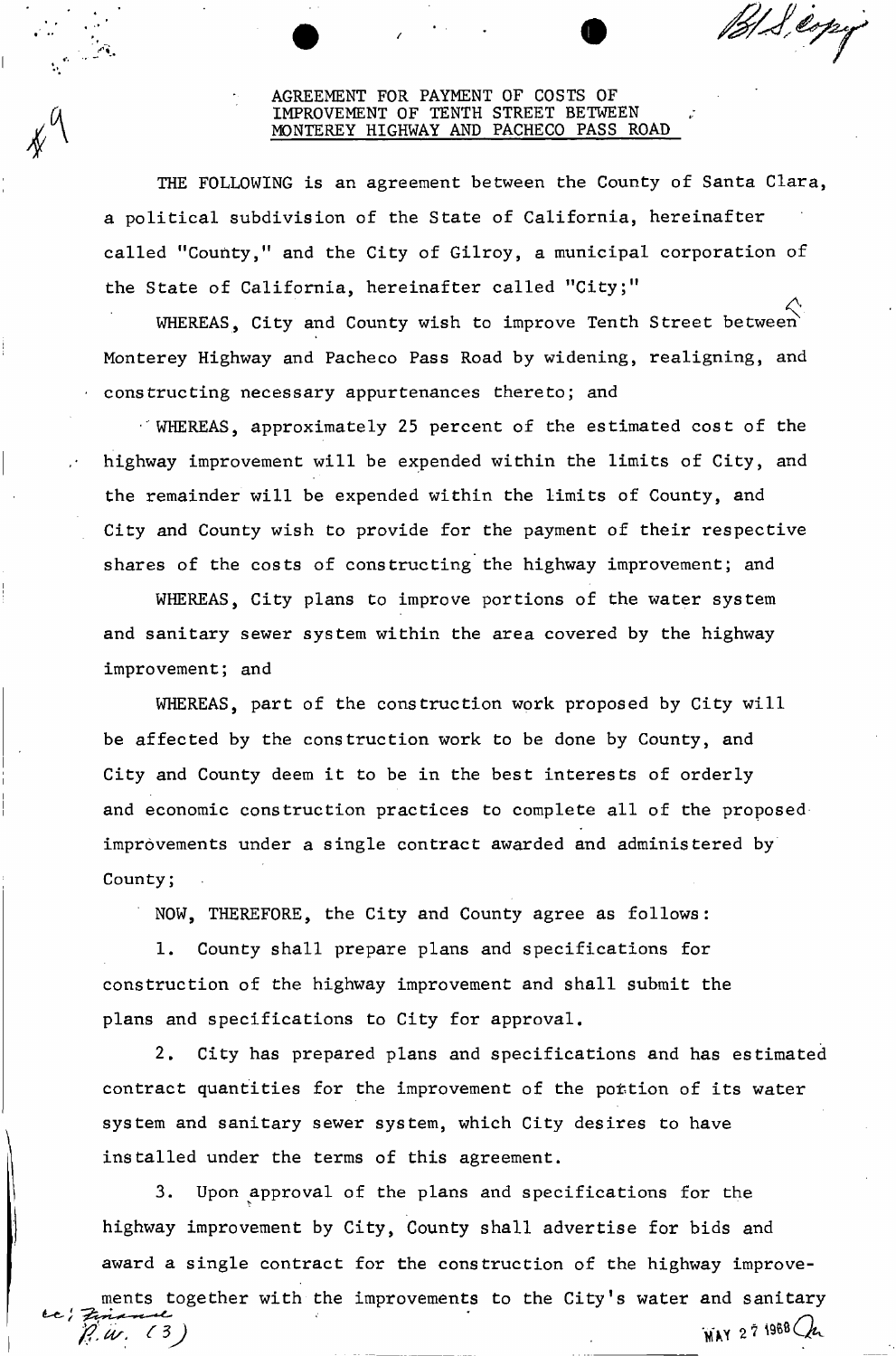# AGREEMENT FOR PAYMENT OF COSTS OF IMPROVEMENT OF TENTH STREET BETWEEN MONTEREY HIGHWAY AND PACHECO PASS ROAD

THE FOLLOWING is an agreement between the County of Santa Clara, a political subdivision of the State of California, hereinafter called "County," and the City of Gilroy, a municipal corporation of the State of California, hereinafter called "City;"

WHEREAS, City and County wish to improve Tenth Street between Monterey Highway and Pacheco Pass Road by widening, realigning, and constructing necessary appurtenances thereto; and

WHEREAS, approximately 25 percent of the estimated cost of the highway improvement will be expended within the limits of City, and the remainder will be expended within the limits of County, and City and County wish to provide for the payment of their respective shares of the costs of constructing the highway improvement; and

WHEREAS, City plans to improve portions of the water system and sanitary sewer system within the area covered by the highway improvement; and

WHEREAS, part of the construction work proposed by City will be affected by the construction work to be done by County, and City and County deem it to be in the best interests of orderly and economic construction practices to complete all of the proposed improvements under a single contract awarded and administered by County;

NOW, THEREFORE, the City and County agree as follows:

1. County shall prepare plans and specifications for construction of the highway improvement and shall submit the plans and specifications to City for approval.

2. City has prepared plans and specifications and has estimated contract quantities for the improvement of the portion of its water system and sanitary sewer system, which City desires to have installed under the terms of this agreement.

3. Upon approval of the plans and specifications for the highway improvement by City, County shall advertise for bids and award a single contract for the construction of the highway improvements together with the improvements to the City's water and sanitary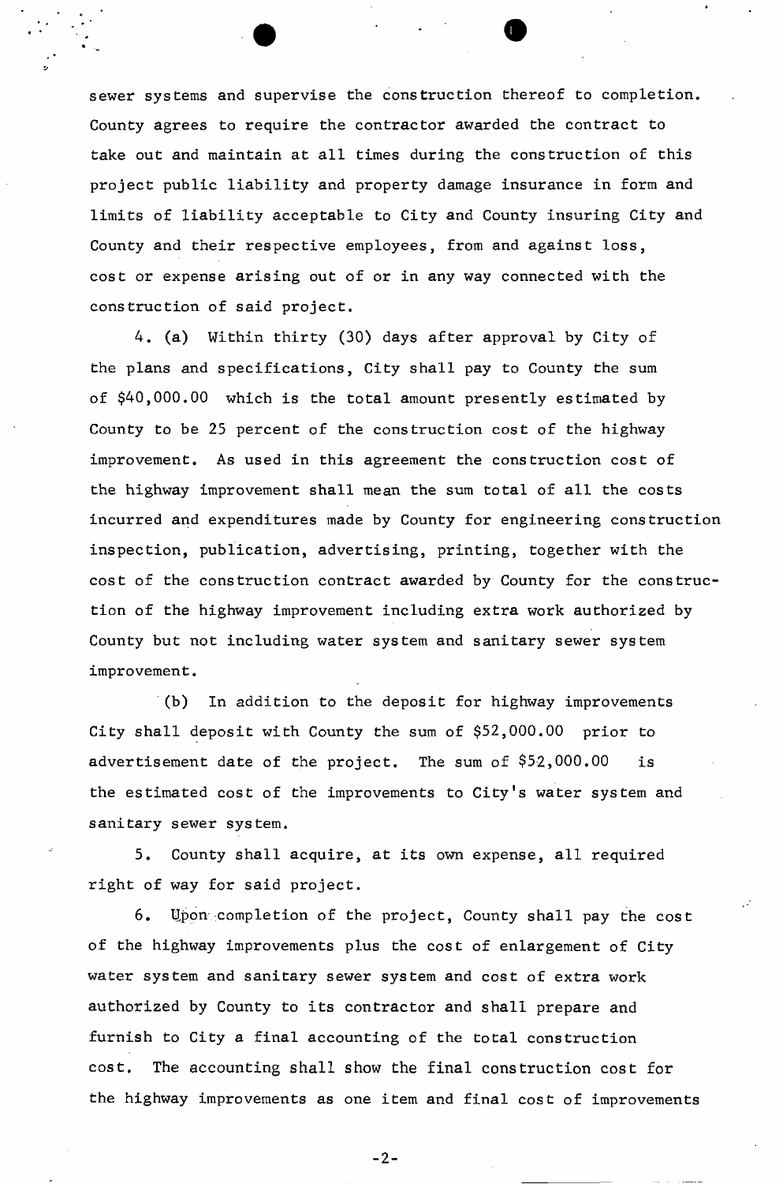sewer systems and supervise the construction thereof to completion. County agrees to require the contractor awarded the contract to take out and maintain at all times during the construction of this project public liability and property damage insurance in form and limits of liability acceptable to City and County insuring City and County and their respective employees, from and against loss, cost or expense arising out of or in any way connected with the construction of said project.

4. (a) Within thirty (30) days after approval by City of the plans and specifications, City shall pay to County the sum of $40,000.00 which is the total amount presently estimated by County to be 25 percent of the construction cost of the highway improvement. As used in this agreement the construction cost of the highway improvement shall mean the sum total of all the costs incurred and expenditures made by County for engineering construction inspection, publication, advertising, printing, together with the cost of the construction contract awarded by County for the construction of the highway improvement including extra work authorized by County but not including water system and sanitary sewer system improvement.

(b) In addition to the deposit for highway improvements City shall deposit with County the sum of $52,000.00 prior to advertisement date of the project. The sum of $52,000.00 is the estimated cost of the improvements to City's water system and sanitary sewer system.

5. County shall acquire, at its own expense, all required right of way for said project.

6. Upon completion of the project, County shall pay the cost of the highway improvements plus the cost of enlargement of City water system and sanitary sewer system and cost of extra work authorized by County to its contractor and shall prepare and furnish to City a final accounting of the total construction cost. The accounting shall show the final construction cost for the highway improvements as one item and final cost of improvements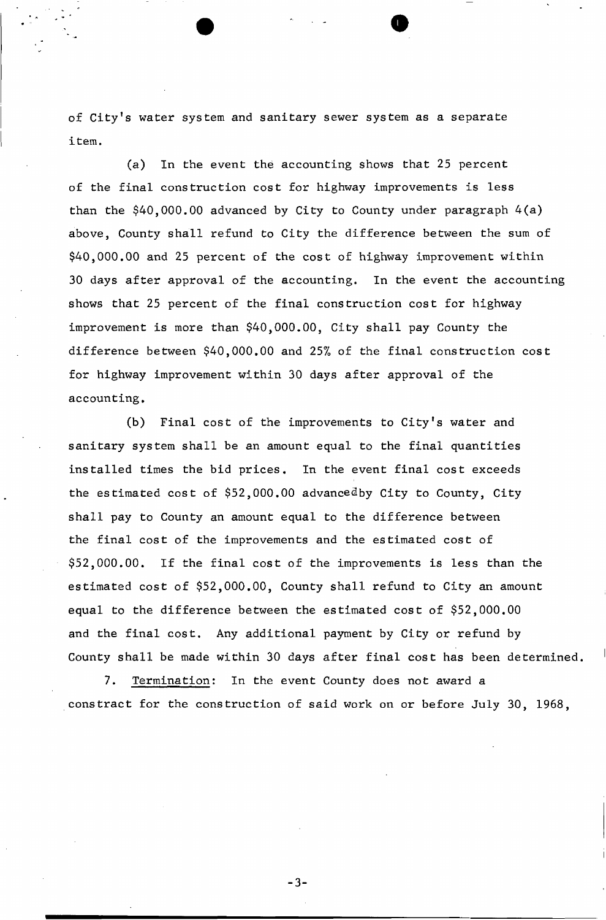of City's water system and sanitary sewer system as a separate item.

(a) In the event the accounting shows that 25 percent of the final construction cost for highway improvements is less than the $40,000.00 advanced by City to County under paragraph 4(a) above, County shall refund to City the difference between the sum of $40,000.00 and 25 percent of the cost of highway improvement within 30 days after approval of the accounting. In the event the accounting shows that 25 percent of the final construction cost for highway improvement is more than $40,000.00, City shall pay County the difference between $40,000.00 and 25% of the final construction cost for highway improvement within 30 days after approval of the accounting.

(b) Final cost of the improvements to City's water and sanitary system shall be an amount equal to the final quantities installed times the bid prices. In the event final cost exceeds the estimated cost of $52,000.00 advancedby City to County, City shall pay to County an amount equal to the difference between the final cost of the improvements and the estimated cost of $52,000.00. If the final cost of the improvements is less than the estimated cost of $52,000.00, County shall refund to City an amount equal to the difference between the estimated cost of $52,000.00 and the final cost. Any additional payment by City or refund by County shall be made within 30 days after final cost has been determined.

7. Termination: In the event County does not award a constract for the construction of said work on or before July 30, 1968,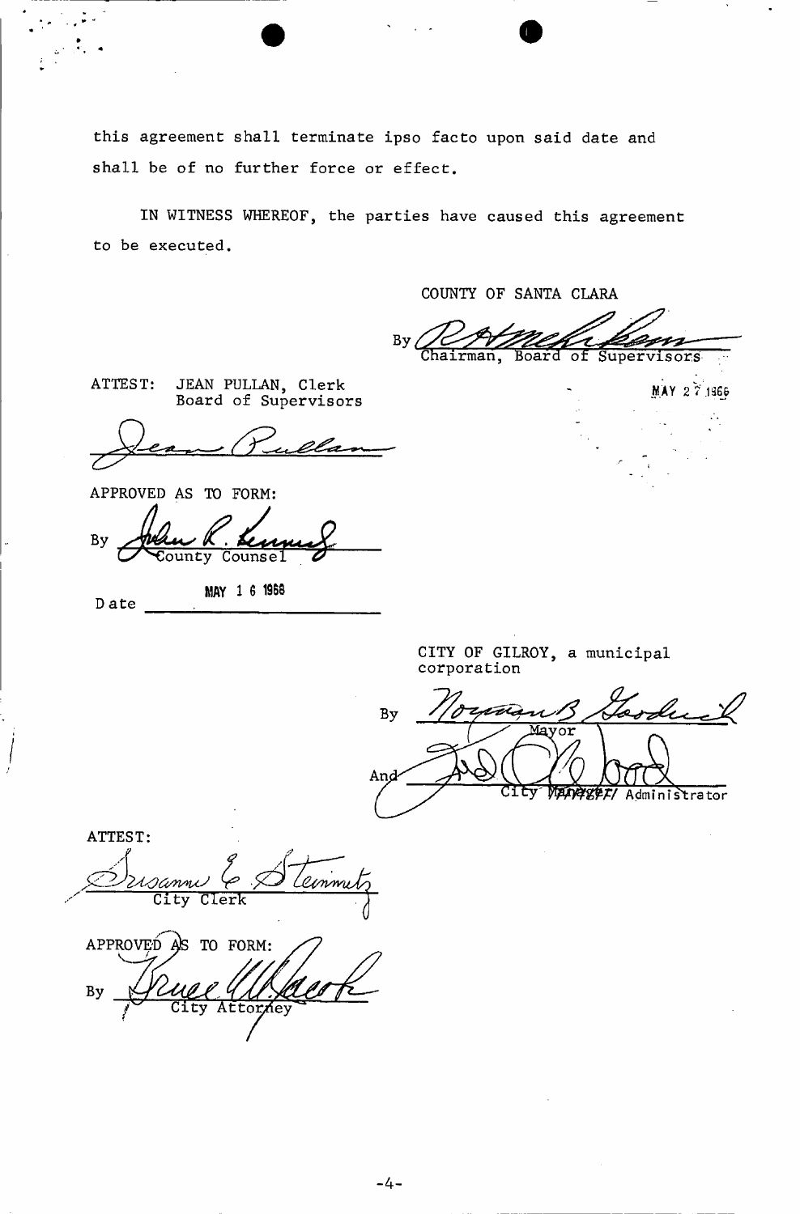this agreement shall terminate ipso facto upon said date and shall be of no further force or effect.

IN WITNESS WHEREOF, the parties have caused this agreement to be executed.

COUNTY OF SANTA CLARA

By _______________________
Chairman, Board of Supervisors

MAY 27 1966

ATTEST: JEAN PULLAN, Clerk
Board of Supervisors

_______________________

APPROVED AS TO FORM:

By _______________________
County Counsel

Date MAY 16 1966

CITY OF GILROY, a municipal corporation

By _______________________
Mayor

And _______________________
City ~~Manager~~/ Administrator

ATTEST:

_______________________
City Clerk

APPROVED AS TO FORM:

By _______________________
City Attorney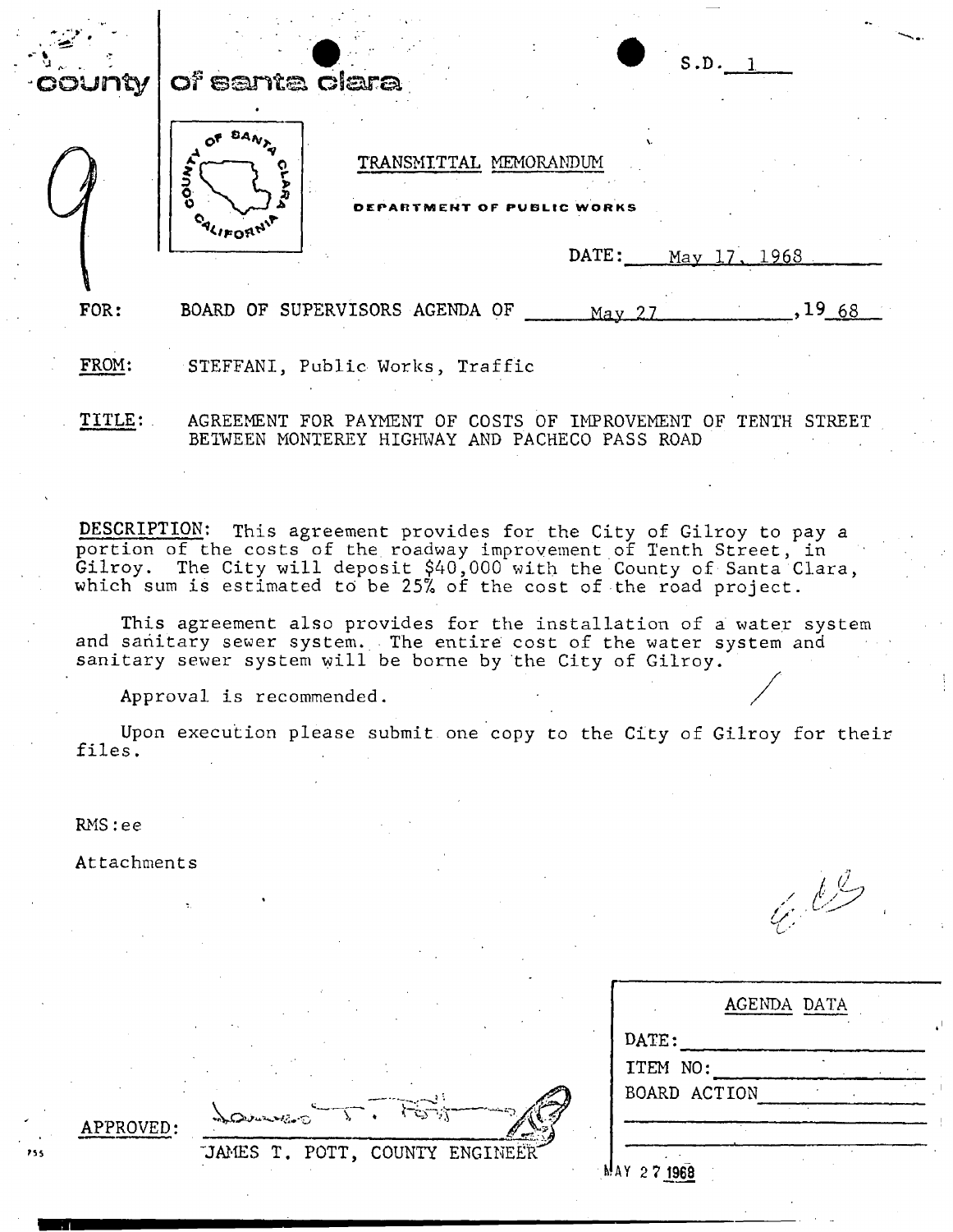county | of santa clara

S.D. 1

9

TRANSMITTAL MEMORANDUM

DEPARTMENT OF PUBLIC WORKS

DATE: May 17, 1968

FOR: BOARD OF SUPERVISORS AGENDA OF May 27, 1968

FROM: STEFFANI, Public Works, Traffic

TITLE: AGREEMENT FOR PAYMENT OF COSTS OF IMPROVEMENT OF TENTH STREET BETWEEN MONTEREY HIGHWAY AND PACHECO PASS ROAD

DESCRIPTION: This agreement provides for the City of Gilroy to pay a portion of the costs of the roadway improvement of Tenth Street, in Gilroy. The City will deposit $40,000 with the County of Santa Clara, which sum is estimated to be 25% of the cost of the road project.

This agreement also provides for the installation of a water system and sanitary sewer system. The entire cost of the water system and sanitary sewer system will be borne by the City of Gilroy.

Approval is recommended.

Upon execution please submit one copy to the City of Gilroy for their files.

RMS:ee

Attachments

APPROVED: JAMES T. POTT, COUNTY ENGINEER

| AGENDA DATA |
|---|
| DATE: |
| ITEM NO: |
| BOARD ACTION |

MAY 27 1968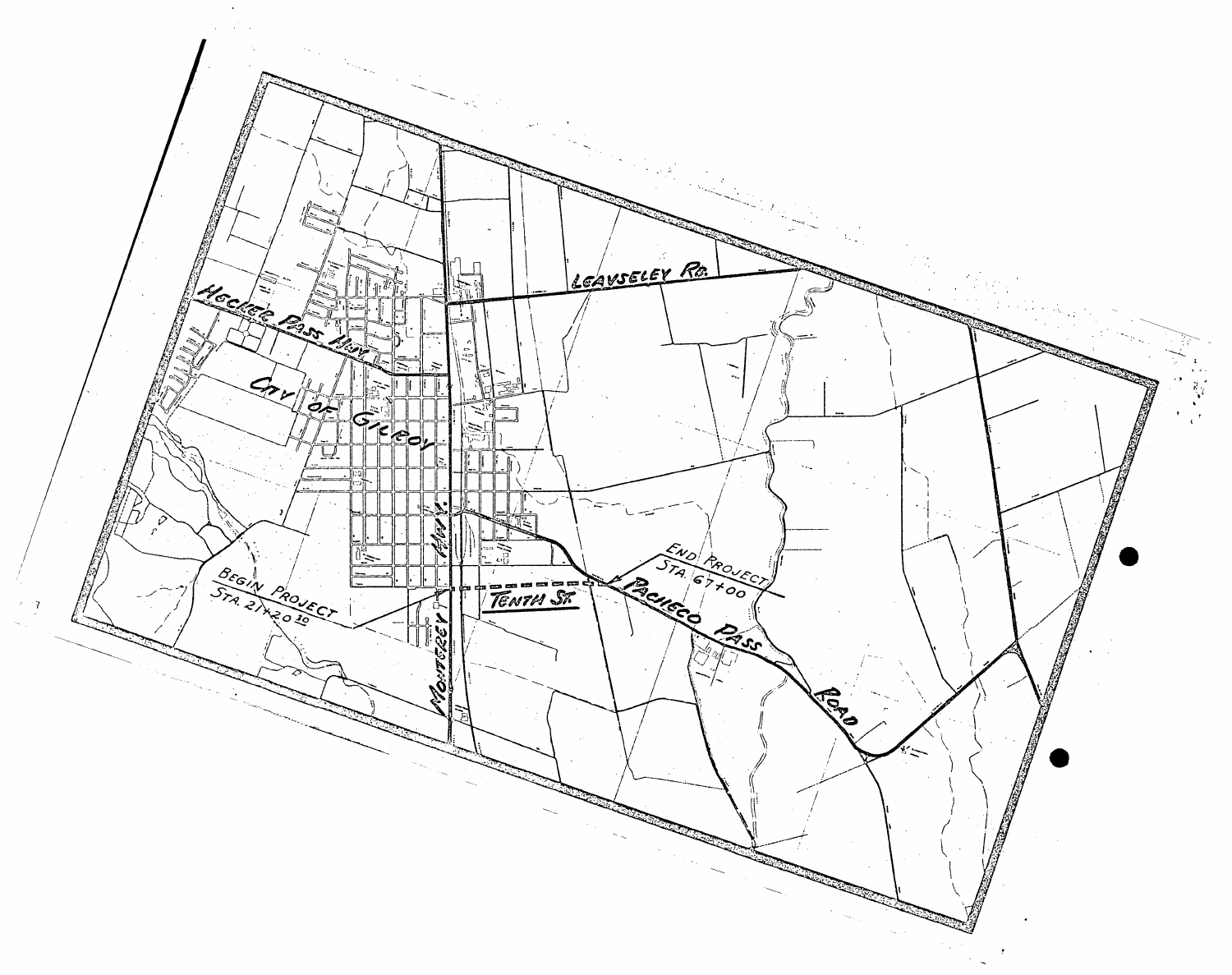LEAVSELEY RD.

HECKER PASS HWY.

CITY OF GILROY

MONTEREY HWY.

TENTH ST.

BEGIN PROJECT
STA. 21+20.30

END PROJECT
STA. 67+00

PACHECO PASS ROAD